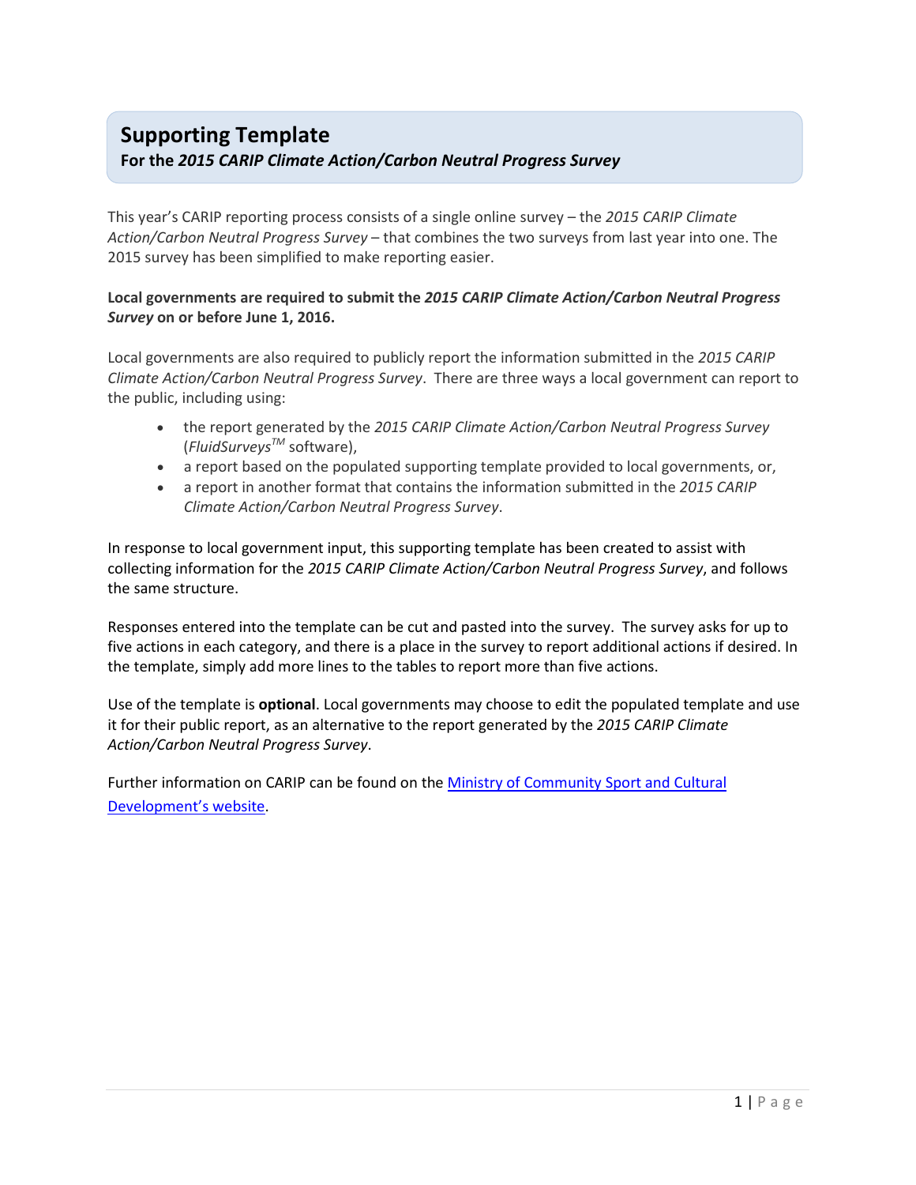# Supporting Template

**For the *2015 CARIP Climate Action/Carbon Neutral Progress Survey***

This year's CARIP reporting process consists of a single online survey – the *2015 CARIP Climate Action/Carbon Neutral Progress Survey* – that combines the two surveys from last year into one. The 2015 survey has been simplified to make reporting easier.

**Local governments are required to submit the *2015 CARIP Climate Action/Carbon Neutral Progress Survey* on or before June 1, 2016.**

Local governments are also required to publicly report the information submitted in the *2015 CARIP Climate Action/Carbon Neutral Progress Survey*. There are three ways a local government can report to the public, including using:

- the report generated by the *2015 CARIP Climate Action/Carbon Neutral Progress Survey* (*FluidSurveys*™ software),
- a report based on the populated supporting template provided to local governments, or,
- a report in another format that contains the information submitted in the *2015 CARIP Climate Action/Carbon Neutral Progress Survey*.

In response to local government input, this supporting template has been created to assist with collecting information for the *2015 CARIP Climate Action/Carbon Neutral Progress Survey*, and follows the same structure.

Responses entered into the template can be cut and pasted into the survey. The survey asks for up to five actions in each category, and there is a place in the survey to report additional actions if desired. In the template, simply add more lines to the tables to report more than five actions.

Use of the template is **optional**. Local governments may choose to edit the populated template and use it for their public report, as an alternative to the report generated by the *2015 CARIP Climate Action/Carbon Neutral Progress Survey*.

Further information on CARIP can be found on the Ministry of Community Sport and Cultural Development's website.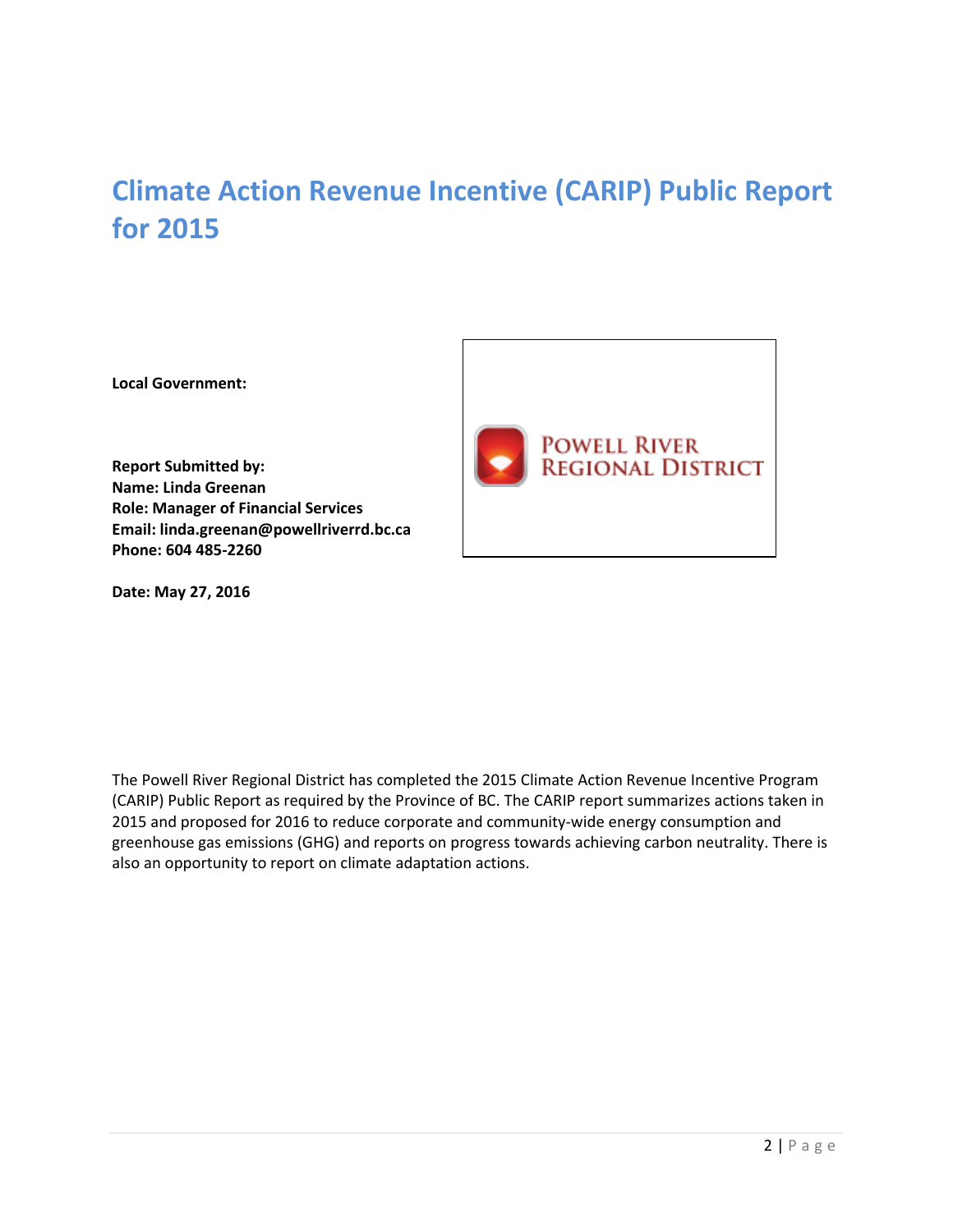# Climate Action Revenue Incentive (CARIP) Public Report for 2015

**Local Government:**

POWELL RIVER REGIONAL DISTRICT

**Report Submitted by:**
**Name: Linda Greenan**
**Role: Manager of Financial Services**
**Email: linda.greenan@powellriverrd.bc.ca**
**Phone: 604 485-2260**

**Date: May 27, 2016**

The Powell River Regional District has completed the 2015 Climate Action Revenue Incentive Program (CARIP) Public Report as required by the Province of BC. The CARIP report summarizes actions taken in 2015 and proposed for 2016 to reduce corporate and community-wide energy consumption and greenhouse gas emissions (GHG) and reports on progress towards achieving carbon neutrality. There is also an opportunity to report on climate adaptation actions.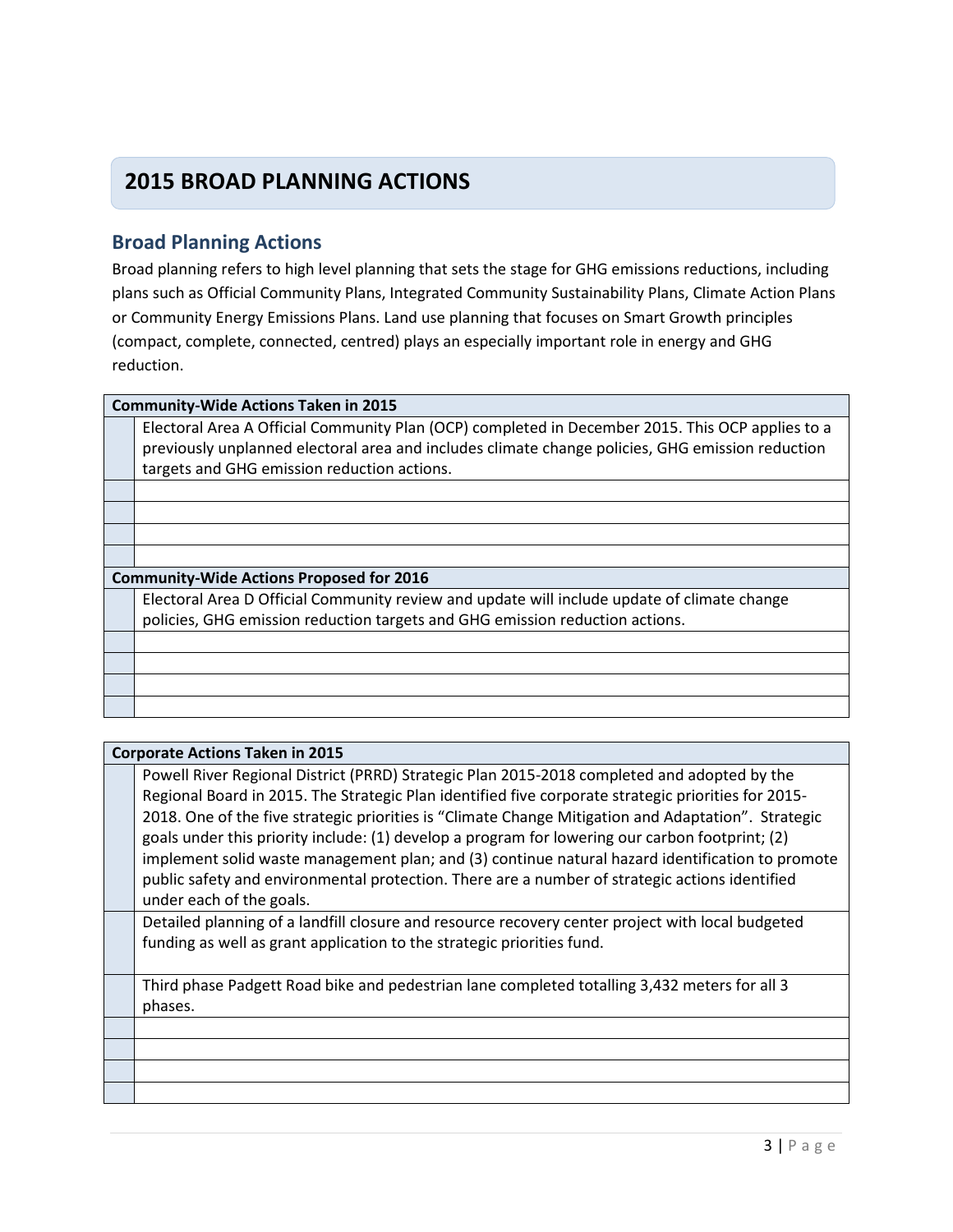# 2015 BROAD PLANNING ACTIONS

## Broad Planning Actions

Broad planning refers to high level planning that sets the stage for GHG emissions reductions, including plans such as Official Community Plans, Integrated Community Sustainability Plans, Climate Action Plans or Community Energy Emissions Plans. Land use planning that focuses on Smart Growth principles (compact, complete, connected, centred) plays an especially important role in energy and GHG reduction.

| **Community-Wide Actions Taken in 2015** | |
|---|---|
| | Electoral Area A Official Community Plan (OCP) completed in December 2015. This OCP applies to a previously unplanned electoral area and includes climate change policies, GHG emission reduction targets and GHG emission reduction actions. |
| | |
| | |
| | |
| | |
| **Community-Wide Actions Proposed for 2016** | |
| | Electoral Area D Official Community review and update will include update of climate change policies, GHG emission reduction targets and GHG emission reduction actions. |
| | |
| | |
| | |
| | |

| **Corporate Actions Taken in 2015** | |
|---|---|
| | Powell River Regional District (PRRD) Strategic Plan 2015-2018 completed and adopted by the Regional Board in 2015. The Strategic Plan identified five corporate strategic priorities for 2015-2018. One of the five strategic priorities is "Climate Change Mitigation and Adaptation". Strategic goals under this priority include: (1) develop a program for lowering our carbon footprint; (2) implement solid waste management plan; and (3) continue natural hazard identification to promote public safety and environmental protection. There are a number of strategic actions identified under each of the goals. |
| | Detailed planning of a landfill closure and resource recovery center project with local budgeted funding as well as grant application to the strategic priorities fund. |
| | Third phase Padgett Road bike and pedestrian lane completed totalling 3,432 meters for all 3 phases. |
| | |
| | |
| | |
| | |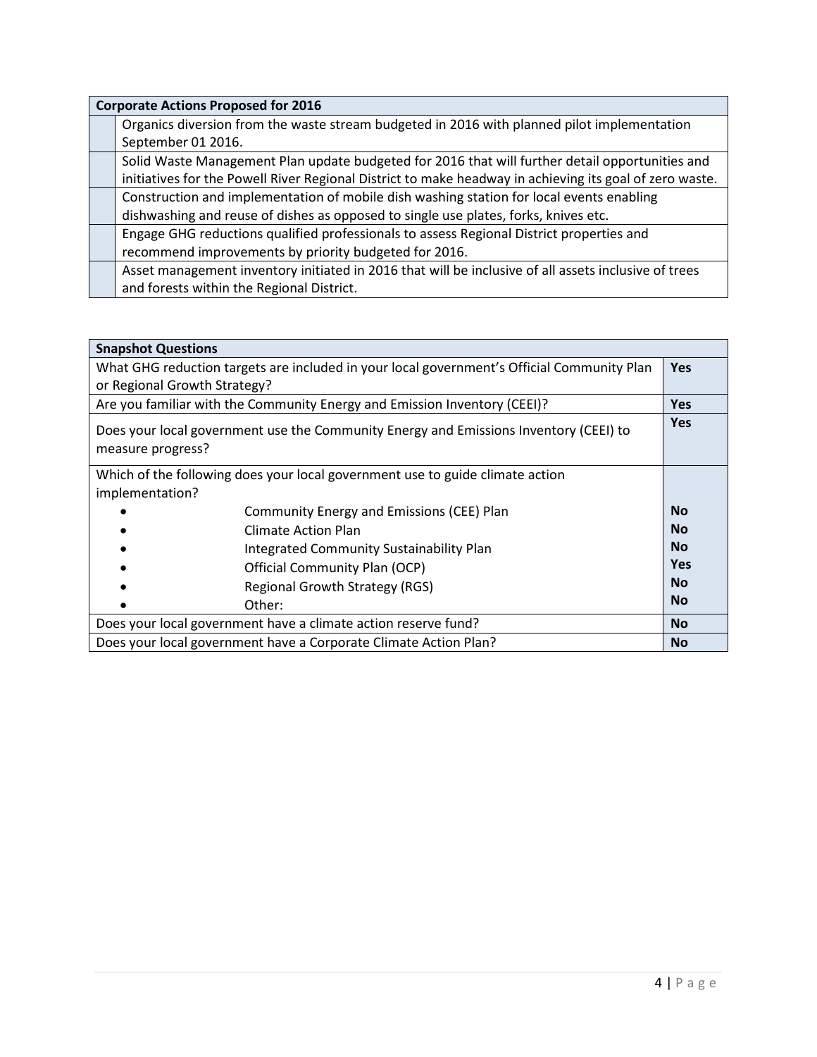| Corporate Actions Proposed for 2016 | |
|---|---|
| | Organics diversion from the waste stream budgeted in 2016 with planned pilot implementation September 01 2016. |
| | Solid Waste Management Plan update budgeted for 2016 that will further detail opportunities and initiatives for the Powell River Regional District to make headway in achieving its goal of zero waste. |
| | Construction and implementation of mobile dish washing station for local events enabling dishwashing and reuse of dishes as opposed to single use plates, forks, knives etc. |
| | Engage GHG reductions qualified professionals to assess Regional District properties and recommend improvements by priority budgeted for 2016. |
| | Asset management inventory initiated in 2016 that will be inclusive of all assets inclusive of trees and forests within the Regional District. |

| Snapshot Questions | |
|---|---|
| What GHG reduction targets are included in your local government's Official Community Plan or Regional Growth Strategy? | **Yes** |
| Are you familiar with the Community Energy and Emission Inventory (CEEI)? | **Yes** |
| Does your local government use the Community Energy and Emissions Inventory (CEEI) to measure progress? | **Yes** |
| Which of the following does your local government use to guide climate action implementation? | |
| • Community Energy and Emissions (CEE) Plan | **No** |
| • Climate Action Plan | **No** |
| • Integrated Community Sustainability Plan | **No** |
| • Official Community Plan (OCP) | **Yes** |
| • Regional Growth Strategy (RGS) | **No** |
| • Other: | **No** |
| Does your local government have a climate action reserve fund? | **No** |
| Does your local government have a Corporate Climate Action Plan? | **No** |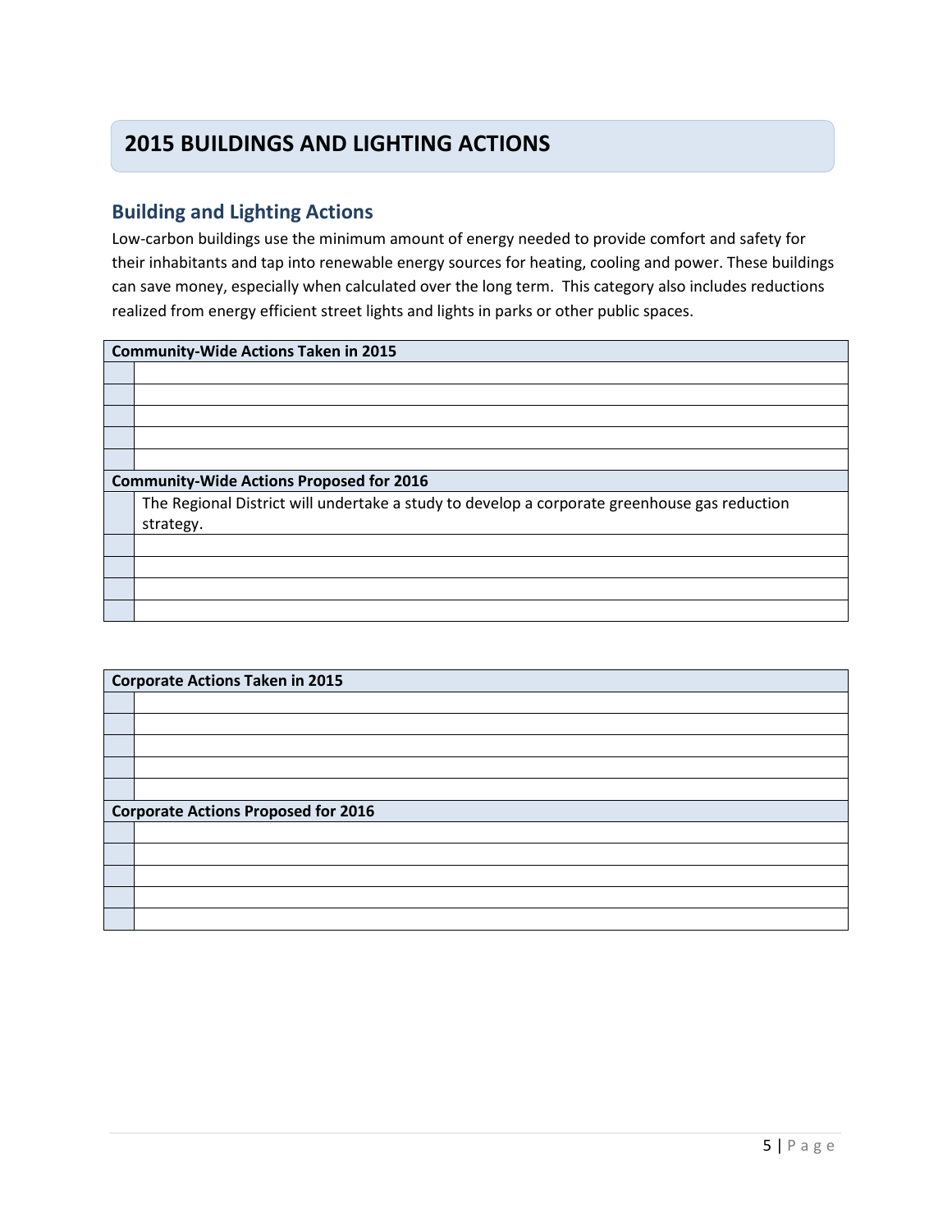# 2015 BUILDINGS AND LIGHTING ACTIONS

## Building and Lighting Actions

Low-carbon buildings use the minimum amount of energy needed to provide comfort and safety for their inhabitants and tap into renewable energy sources for heating, cooling and power. These buildings can save money, especially when calculated over the long term. This category also includes reductions realized from energy efficient street lights and lights in parks or other public spaces.

| **Community-Wide Actions Taken in 2015** | |
|---|---|
| | |
| | |
| | |
| | |
| | |
| **Community-Wide Actions Proposed for 2016** | |
| | The Regional District will undertake a study to develop a corporate greenhouse gas reduction strategy. |
| | |
| | |
| | |
| | |

| **Corporate Actions Taken in 2015** | |
|---|---|
| | |
| | |
| | |
| | |
| | |
| **Corporate Actions Proposed for 2016** | |
| | |
| | |
| | |
| | |
| | |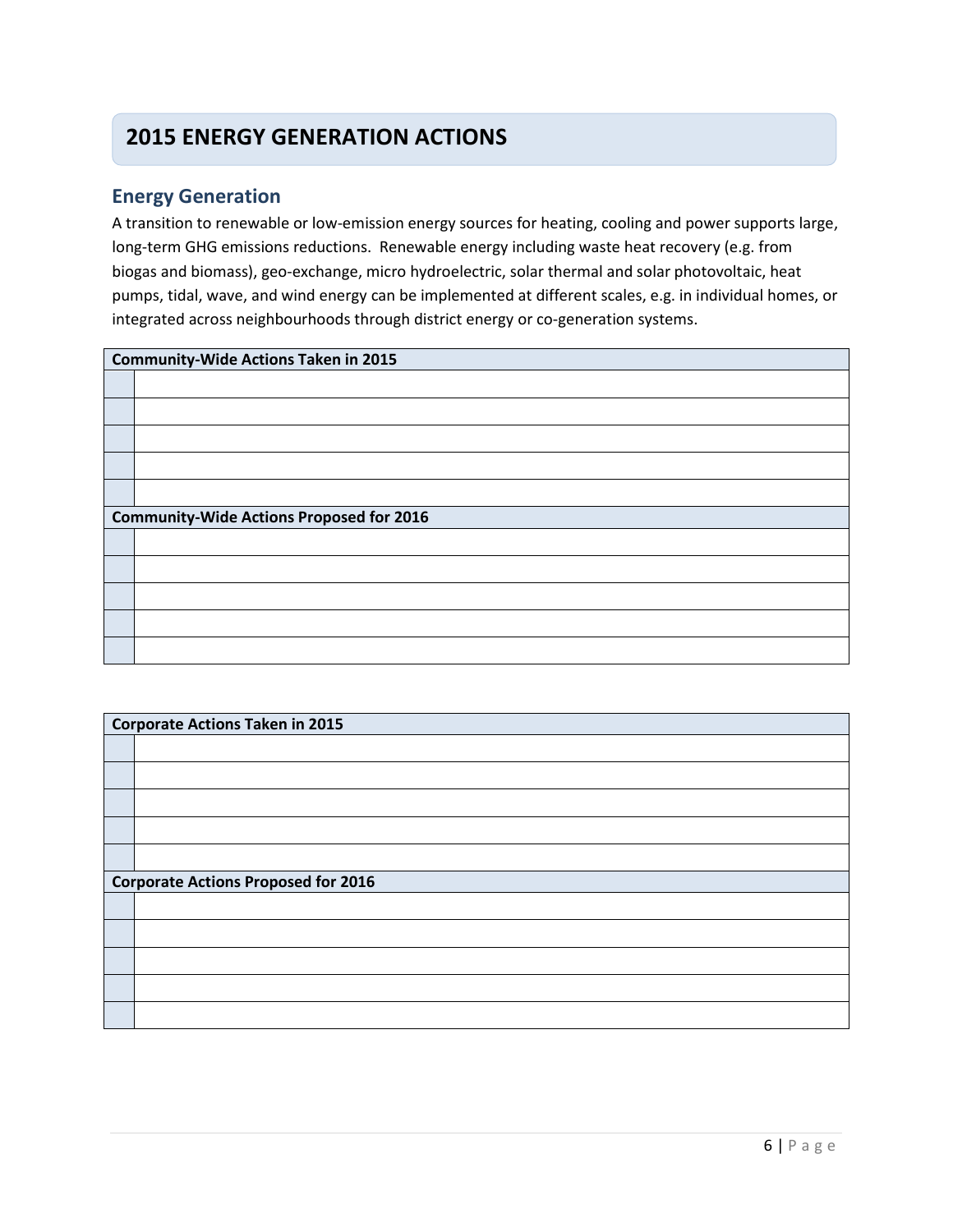# 2015 ENERGY GENERATION ACTIONS

## Energy Generation

A transition to renewable or low-emission energy sources for heating, cooling and power supports large, long-term GHG emissions reductions. Renewable energy including waste heat recovery (e.g. from biogas and biomass), geo-exchange, micro hydroelectric, solar thermal and solar photovoltaic, heat pumps, tidal, wave, and wind energy can be implemented at different scales, e.g. in individual homes, or integrated across neighbourhoods through district energy or co-generation systems.

| **Community-Wide Actions Taken in 2015** | |
|---|---|
| | |
| | |
| | |
| | |
| | |
| **Community-Wide Actions Proposed for 2016** | |
| | |
| | |
| | |
| | |
| | |

| **Corporate Actions Taken in 2015** | |
|---|---|
| | |
| | |
| | |
| | |
| | |
| **Corporate Actions Proposed for 2016** | |
| | |
| | |
| | |
| | |
| | |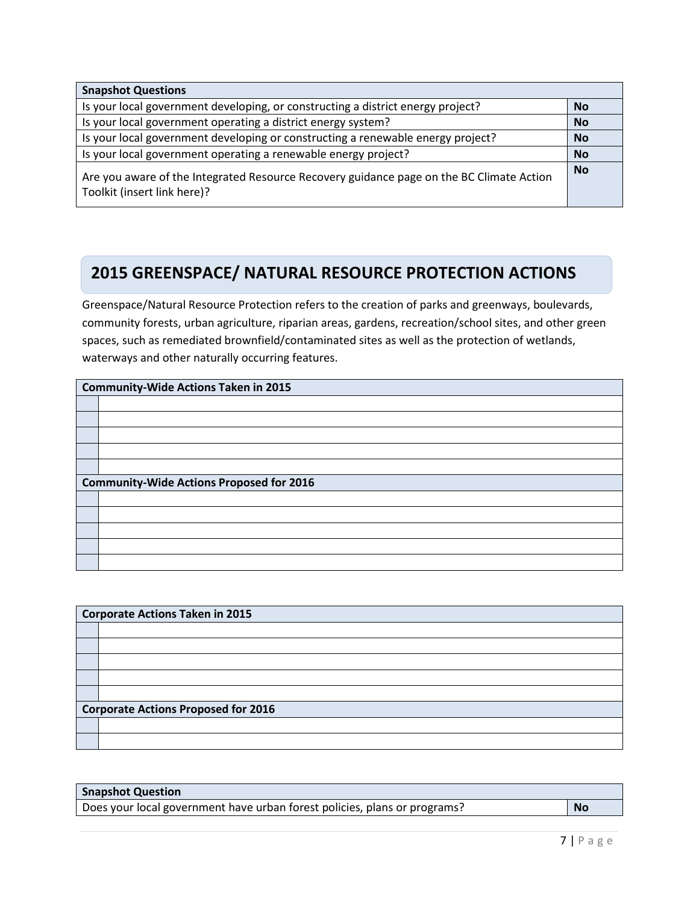| Snapshot Questions | |
|---|---|
| Is your local government developing, or constructing a district energy project? | **No** |
| Is your local government operating a district energy system? | **No** |
| Is your local government developing or constructing a renewable energy project? | **No** |
| Is your local government operating a renewable energy project? | **No** |
| Are you aware of the Integrated Resource Recovery guidance page on the BC Climate Action Toolkit (insert link here)? | **No** |

## 2015 GREENSPACE/ NATURAL RESOURCE PROTECTION ACTIONS

Greenspace/Natural Resource Protection refers to the creation of parks and greenways, boulevards, community forests, urban agriculture, riparian areas, gardens, recreation/school sites, and other green spaces, such as remediated brownfield/contaminated sites as well as the protection of wetlands, waterways and other naturally occurring features.

| **Community-Wide Actions Taken in 2015** | |
|---|---|
| | |
| | |
| | |
| | |
| | |
| **Community-Wide Actions Proposed for 2016** | |
| | |
| | |
| | |
| | |
| | |

| **Corporate Actions Taken in 2015** | |
|---|---|
| | |
| | |
| | |
| | |
| | |
| **Corporate Actions Proposed for 2016** | |
| | |
| | |

| Snapshot Question | |
|---|---|
| Does your local government have urban forest policies, plans or programs? | **No** |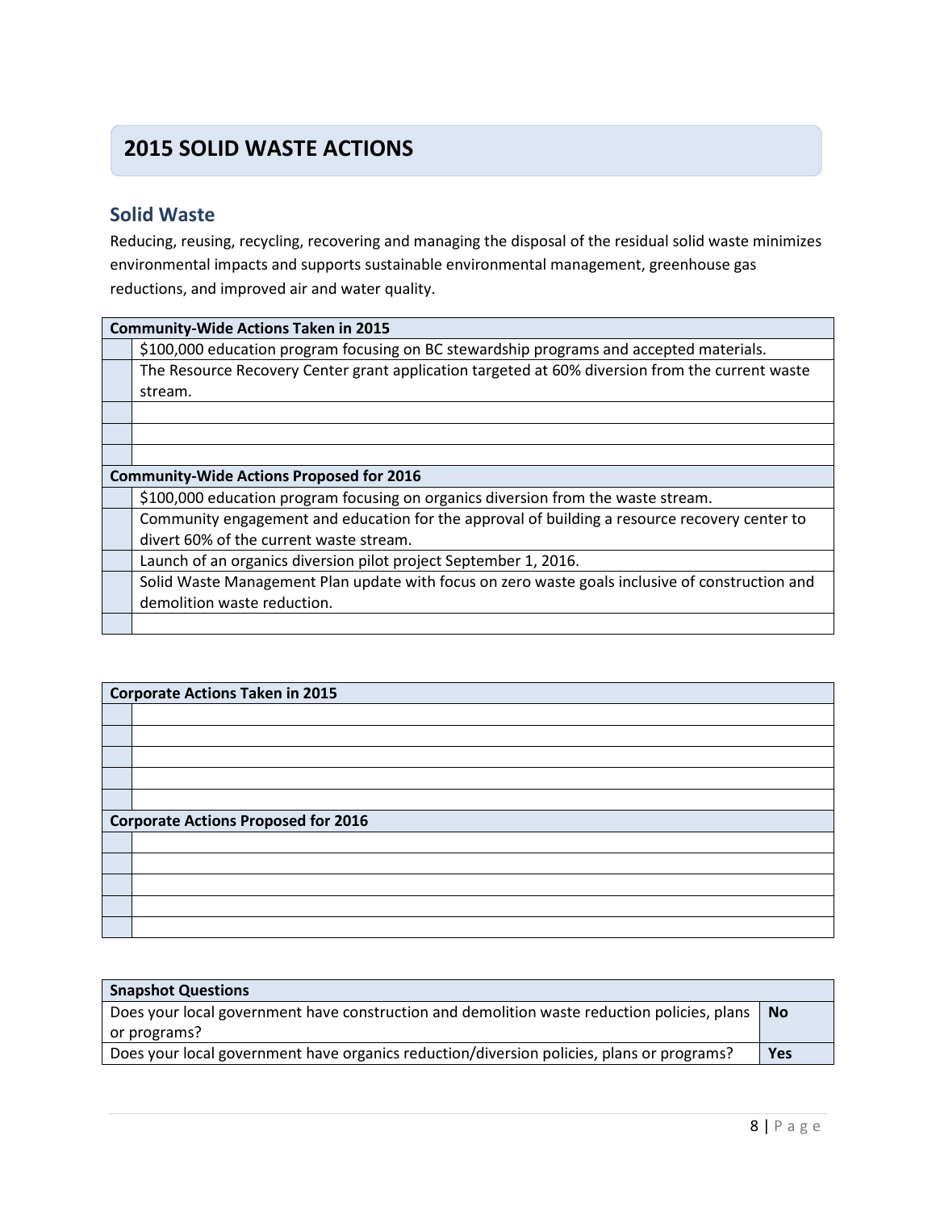# 2015 SOLID WASTE ACTIONS

## Solid Waste

Reducing, reusing, recycling, recovering and managing the disposal of the residual solid waste minimizes environmental impacts and supports sustainable environmental management, greenhouse gas reductions, and improved air and water quality.

| **Community-Wide Actions Taken in 2015** | |
|---|---|
| | $100,000 education program focusing on BC stewardship programs and accepted materials. |
| | The Resource Recovery Center grant application targeted at 60% diversion from the current waste stream. |
| | |
| | |
| | |
| **Community-Wide Actions Proposed for 2016** | |
| | $100,000 education program focusing on organics diversion from the waste stream. |
| | Community engagement and education for the approval of building a resource recovery center to divert 60% of the current waste stream. |
| | Launch of an organics diversion pilot project September 1, 2016. |
| | Solid Waste Management Plan update with focus on zero waste goals inclusive of construction and demolition waste reduction. |
| | |

| **Corporate Actions Taken in 2015** | |
|---|---|
| | |
| | |
| | |
| | |
| | |
| **Corporate Actions Proposed for 2016** | |
| | |
| | |
| | |
| | |
| | |

| **Snapshot Questions** | |
|---|---|
| Does your local government have construction and demolition waste reduction policies, plans or programs? | **No** |
| Does your local government have organics reduction/diversion policies, plans or programs? | **Yes** |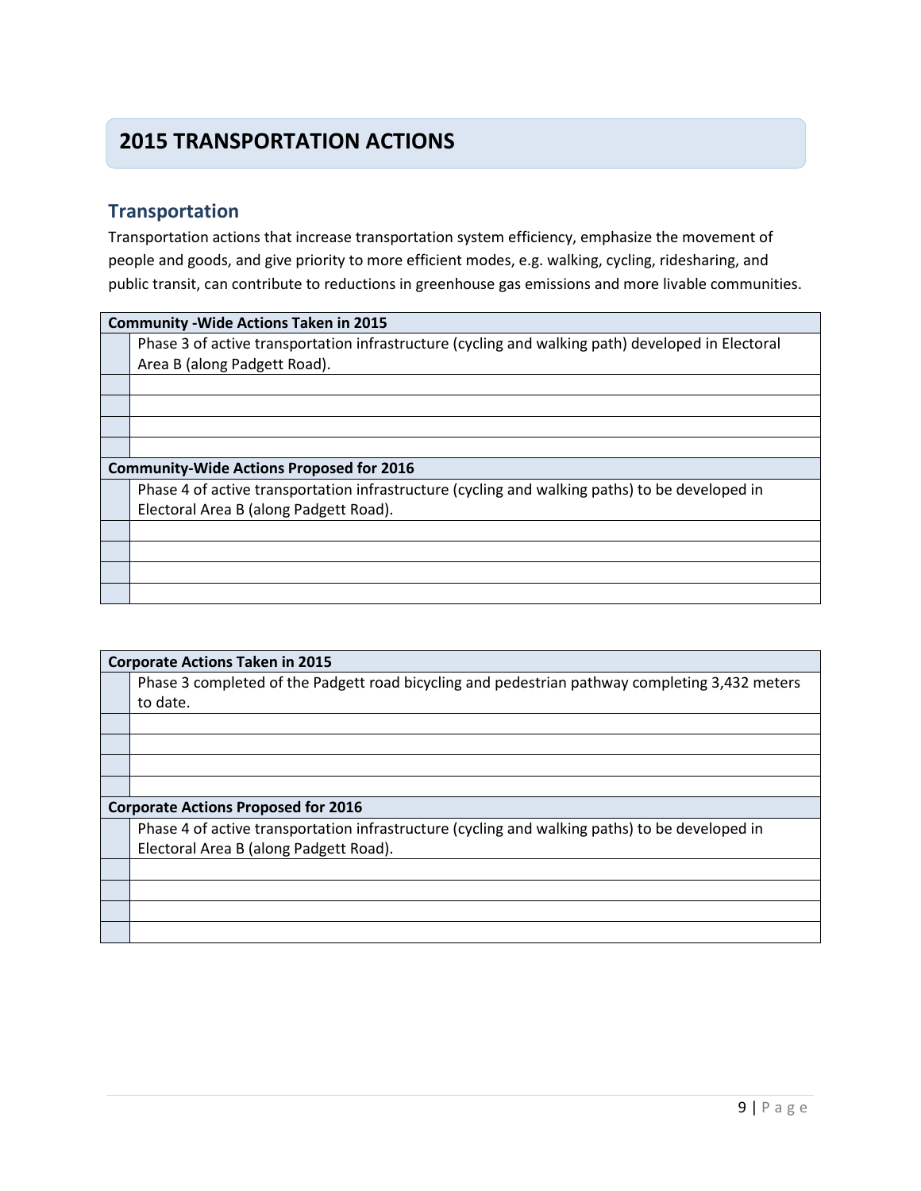# 2015 TRANSPORTATION ACTIONS

## Transportation

Transportation actions that increase transportation system efficiency, emphasize the movement of people and goods, and give priority to more efficient modes, e.g. walking, cycling, ridesharing, and public transit, can contribute to reductions in greenhouse gas emissions and more livable communities.

| Community -Wide Actions Taken in 2015 | |
|---|---|
| | Phase 3 of active transportation infrastructure (cycling and walking path) developed in Electoral Area B (along Padgett Road). |
| | |
| | |
| | |
| | |
| **Community-Wide Actions Proposed for 2016** | |
| | Phase 4 of active transportation infrastructure (cycling and walking paths) to be developed in Electoral Area B (along Padgett Road). |
| | |
| | |
| | |
| | |

| Corporate Actions Taken in 2015 | |
|---|---|
| | Phase 3 completed of the Padgett road bicycling and pedestrian pathway completing 3,432 meters to date. |
| | |
| | |
| | |
| | |
| **Corporate Actions Proposed for 2016** | |
| | Phase 4 of active transportation infrastructure (cycling and walking paths) to be developed in Electoral Area B (along Padgett Road). |
| | |
| | |
| | |
| | |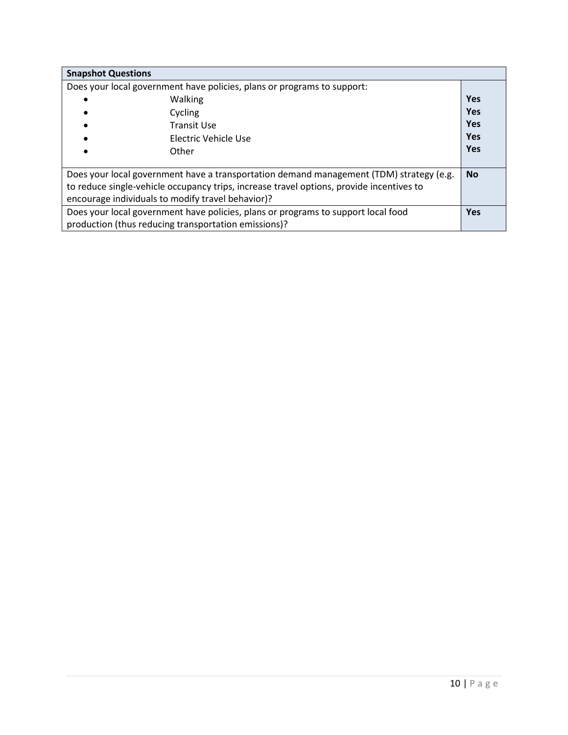| Snapshot Questions | |
|---|---|
| Does your local government have policies, plans or programs to support:<br>• Walking<br>• Cycling<br>• Transit Use<br>• Electric Vehicle Use<br>• Other | <br>**Yes**<br>**Yes**<br>**Yes**<br>**Yes**<br>**Yes** |
| Does your local government have a transportation demand management (TDM) strategy (e.g. to reduce single-vehicle occupancy trips, increase travel options, provide incentives to encourage individuals to modify travel behavior)? | **No** |
| Does your local government have policies, plans or programs to support local food production (thus reducing transportation emissions)? | **Yes** |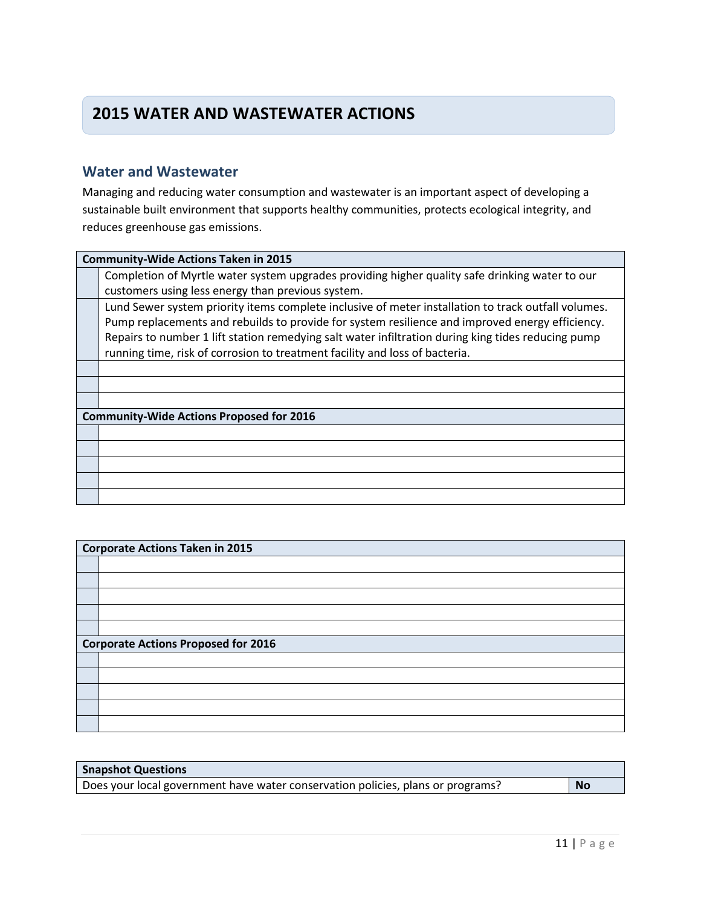# 2015 WATER AND WASTEWATER ACTIONS

## Water and Wastewater

Managing and reducing water consumption and wastewater is an important aspect of developing a sustainable built environment that supports healthy communities, protects ecological integrity, and reduces greenhouse gas emissions.

| **Community-Wide Actions Taken in 2015** | |
|---|---|
| | Completion of Myrtle water system upgrades providing higher quality safe drinking water to our customers using less energy than previous system. |
| | Lund Sewer system priority items complete inclusive of meter installation to track outfall volumes. Pump replacements and rebuilds to provide for system resilience and improved energy efficiency. Repairs to number 1 lift station remedying salt water infiltration during king tides reducing pump running time, risk of corrosion to treatment facility and loss of bacteria. |
| | |
| | |
| | |
| **Community-Wide Actions Proposed for 2016** | |
| | |
| | |
| | |
| | |
| | |

| **Corporate Actions Taken in 2015** | |
|---|---|
| | |
| | |
| | |
| | |
| | |
| **Corporate Actions Proposed for 2016** | |
| | |
| | |
| | |
| | |
| | |

| **Snapshot Questions** | |
|---|---|
| Does your local government have water conservation policies, plans or programs? | **No** |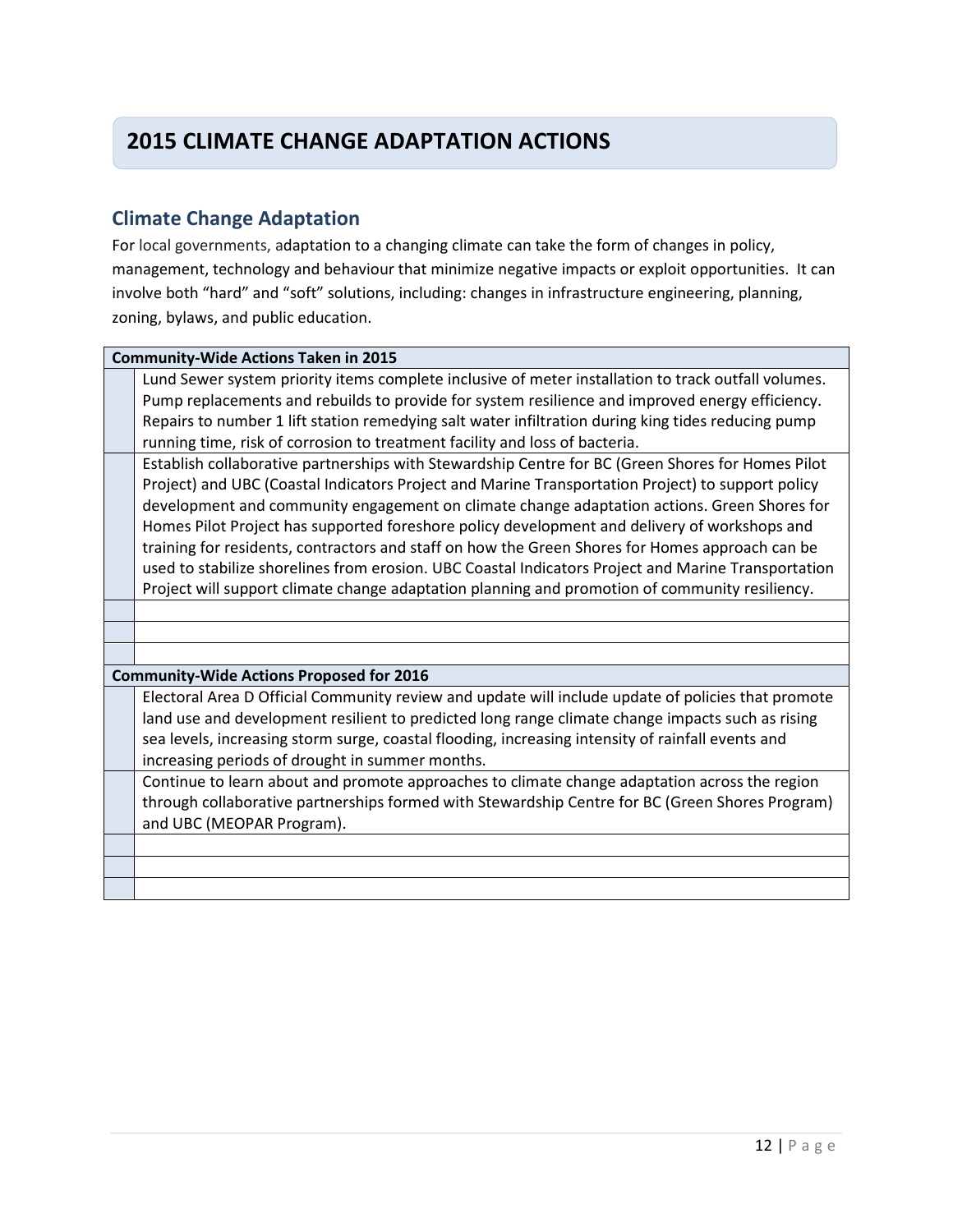# 2015 CLIMATE CHANGE ADAPTATION ACTIONS

## Climate Change Adaptation

For local governments, adaptation to a changing climate can take the form of changes in policy, management, technology and behaviour that minimize negative impacts or exploit opportunities. It can involve both "hard" and "soft" solutions, including: changes in infrastructure engineering, planning, zoning, bylaws, and public education.

| **Community-Wide Actions Taken in 2015** | |
|---|---|
| | Lund Sewer system priority items complete inclusive of meter installation to track outfall volumes. Pump replacements and rebuilds to provide for system resilience and improved energy efficiency. Repairs to number 1 lift station remedying salt water infiltration during king tides reducing pump running time, risk of corrosion to treatment facility and loss of bacteria. |
| | Establish collaborative partnerships with Stewardship Centre for BC (Green Shores for Homes Pilot Project) and UBC (Coastal Indicators Project and Marine Transportation Project) to support policy development and community engagement on climate change adaptation actions. Green Shores for Homes Pilot Project has supported foreshore policy development and delivery of workshops and training for residents, contractors and staff on how the Green Shores for Homes approach can be used to stabilize shorelines from erosion. UBC Coastal Indicators Project and Marine Transportation Project will support climate change adaptation planning and promotion of community resiliency. |
| | |
| | |
| | |
| **Community-Wide Actions Proposed for 2016** | |
| | Electoral Area D Official Community review and update will include update of policies that promote land use and development resilient to predicted long range climate change impacts such as rising sea levels, increasing storm surge, coastal flooding, increasing intensity of rainfall events and increasing periods of drought in summer months. |
| | Continue to learn about and promote approaches to climate change adaptation across the region through collaborative partnerships formed with Stewardship Centre for BC (Green Shores Program) and UBC (MEOPAR Program). |
| | |
| | |
| | |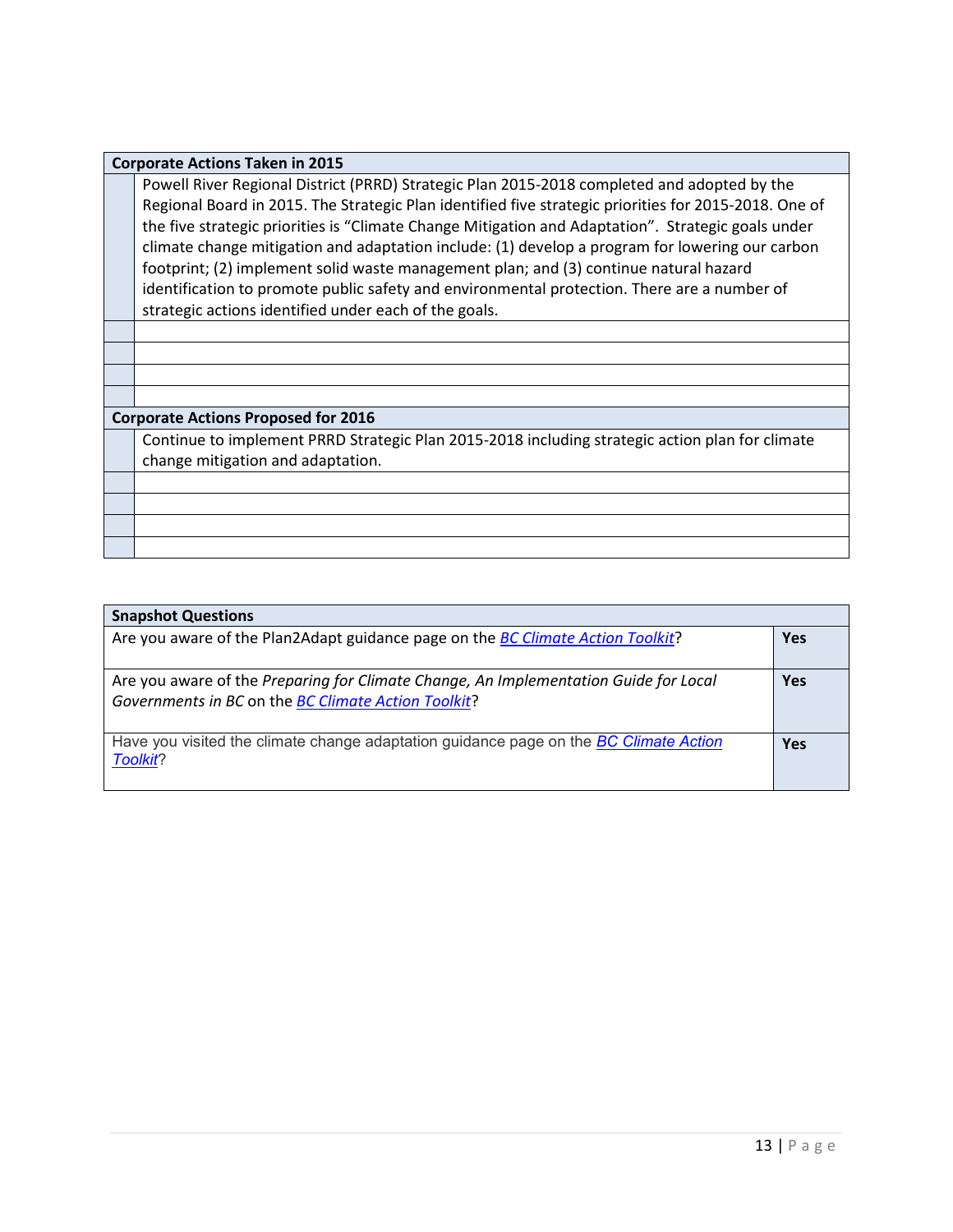| Corporate Actions Taken in 2015 | |
|---|---|
| | Powell River Regional District (PRRD) Strategic Plan 2015-2018 completed and adopted by the Regional Board in 2015. The Strategic Plan identified five strategic priorities for 2015-2018. One of the five strategic priorities is "Climate Change Mitigation and Adaptation". Strategic goals under climate change mitigation and adaptation include: (1) develop a program for lowering our carbon footprint; (2) implement solid waste management plan; and (3) continue natural hazard identification to promote public safety and environmental protection. There are a number of strategic actions identified under each of the goals. |
| | |
| | |
| | |
| | |

| Corporate Actions Proposed for 2016 | |
|---|---|
| | Continue to implement PRRD Strategic Plan 2015-2018 including strategic action plan for climate change mitigation and adaptation. |
| | |
| | |
| | |
| | |

| Snapshot Questions | |
|---|---|
| Are you aware of the Plan2Adapt guidance page on the *BC Climate Action Toolkit*? | **Yes** |
| Are you aware of the *Preparing for Climate Change, An Implementation Guide for Local Governments in BC* on the *BC Climate Action Toolkit*? | **Yes** |
| Have you visited the climate change adaptation guidance page on the *BC Climate Action Toolkit*? | **Yes** |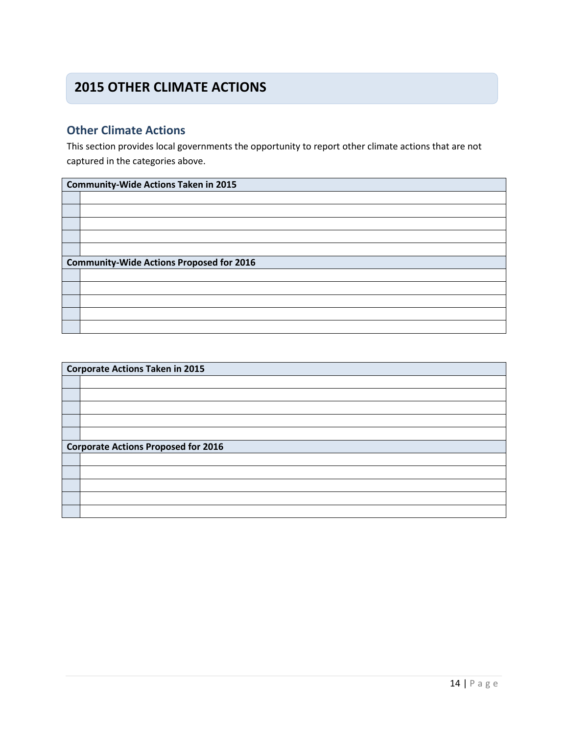# 2015 OTHER CLIMATE ACTIONS

## Other Climate Actions

This section provides local governments the opportunity to report other climate actions that are not captured in the categories above.

| Community-Wide Actions Taken in 2015 | |
|---|---|
| | |
| | |
| | |
| | |
| | |
| **Community-Wide Actions Proposed for 2016** | |
| | |
| | |
| | |
| | |
| | |

| Corporate Actions Taken in 2015 | |
|---|---|
| | |
| | |
| | |
| | |
| | |
| **Corporate Actions Proposed for 2016** | |
| | |
| | |
| | |
| | |
| | |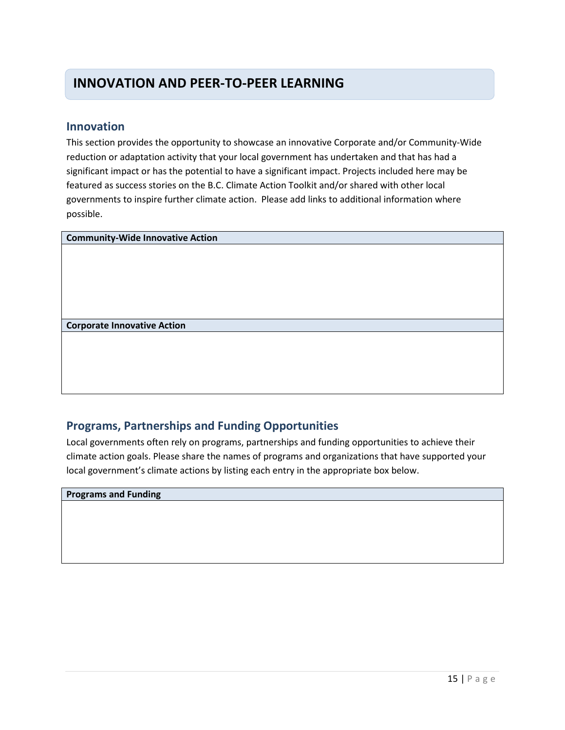# INNOVATION AND PEER-TO-PEER LEARNING

## Innovation

This section provides the opportunity to showcase an innovative Corporate and/or Community-Wide reduction or adaptation activity that your local government has undertaken and that has had a significant impact or has the potential to have a significant impact. Projects included here may be featured as success stories on the B.C. Climate Action Toolkit and/or shared with other local governments to inspire further climate action. Please add links to additional information where possible.

| **Community-Wide Innovative Action** |
| --- |
| |
| **Corporate Innovative Action** |
| |

## Programs, Partnerships and Funding Opportunities

Local governments often rely on programs, partnerships and funding opportunities to achieve their climate action goals. Please share the names of programs and organizations that have supported your local government's climate actions by listing each entry in the appropriate box below.

| **Programs and Funding** |
| --- |
| |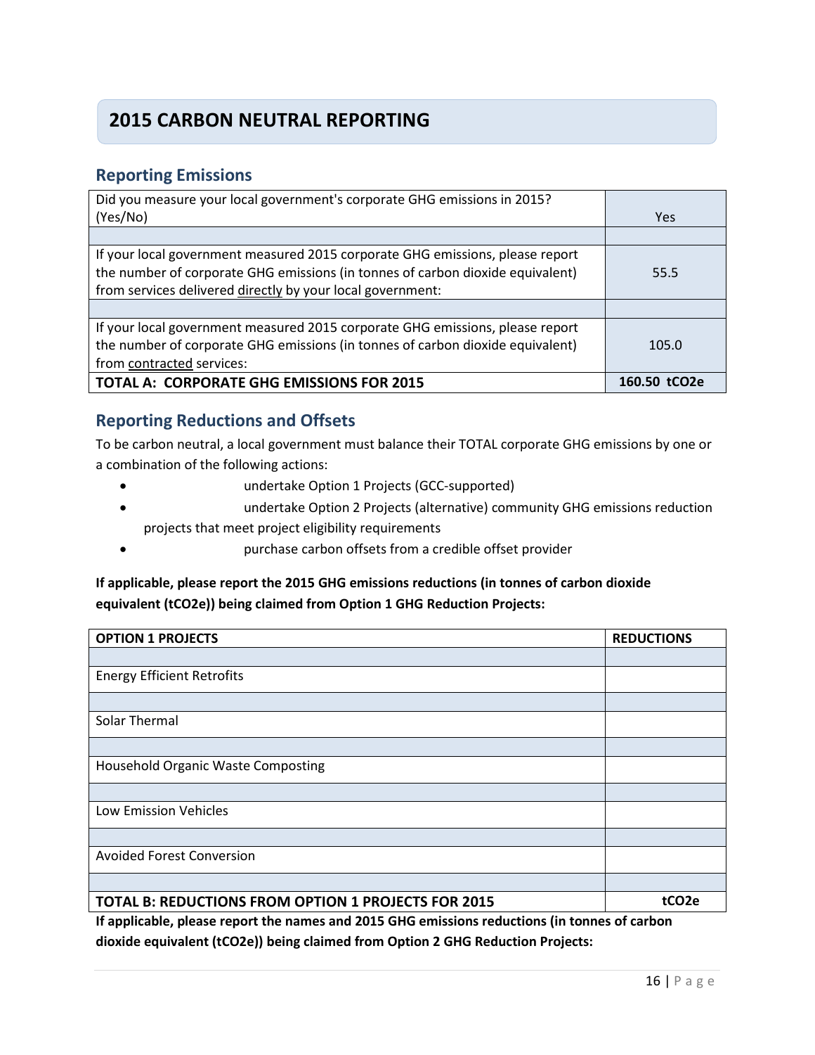# 2015 CARBON NEUTRAL REPORTING

## Reporting Emissions

| | |
|---|---|
| Did you measure your local government's corporate GHG emissions in 2015? (Yes/No) | Yes |
| | |
| If your local government measured 2015 corporate GHG emissions, please report the number of corporate GHG emissions (in tonnes of carbon dioxide equivalent) from services delivered directly by your local government: | 55.5 |
| | |
| If your local government measured 2015 corporate GHG emissions, please report the number of corporate GHG emissions (in tonnes of carbon dioxide equivalent) from contracted services: | 105.0 |
| **TOTAL A: CORPORATE GHG EMISSIONS FOR 2015** | **160.50 tCO2e** |

## Reporting Reductions and Offsets

To be carbon neutral, a local government must balance their TOTAL corporate GHG emissions by one or a combination of the following actions:

- undertake Option 1 Projects (GCC-supported)
- undertake Option 2 Projects (alternative) community GHG emissions reduction projects that meet project eligibility requirements
- purchase carbon offsets from a credible offset provider

**If applicable, please report the 2015 GHG emissions reductions (in tonnes of carbon dioxide equivalent (tCO2e)) being claimed from Option 1 GHG Reduction Projects:**

| OPTION 1 PROJECTS | REDUCTIONS |
|---|---|
| | |
| Energy Efficient Retrofits | |
| | |
| Solar Thermal | |
| | |
| Household Organic Waste Composting | |
| | |
| Low Emission Vehicles | |
| | |
| Avoided Forest Conversion | |
| | |
| **TOTAL B: REDUCTIONS FROM OPTION 1 PROJECTS FOR 2015** | **tCO2e** |

**If applicable, please report the names and 2015 GHG emissions reductions (in tonnes of carbon dioxide equivalent (tCO2e)) being claimed from Option 2 GHG Reduction Projects:**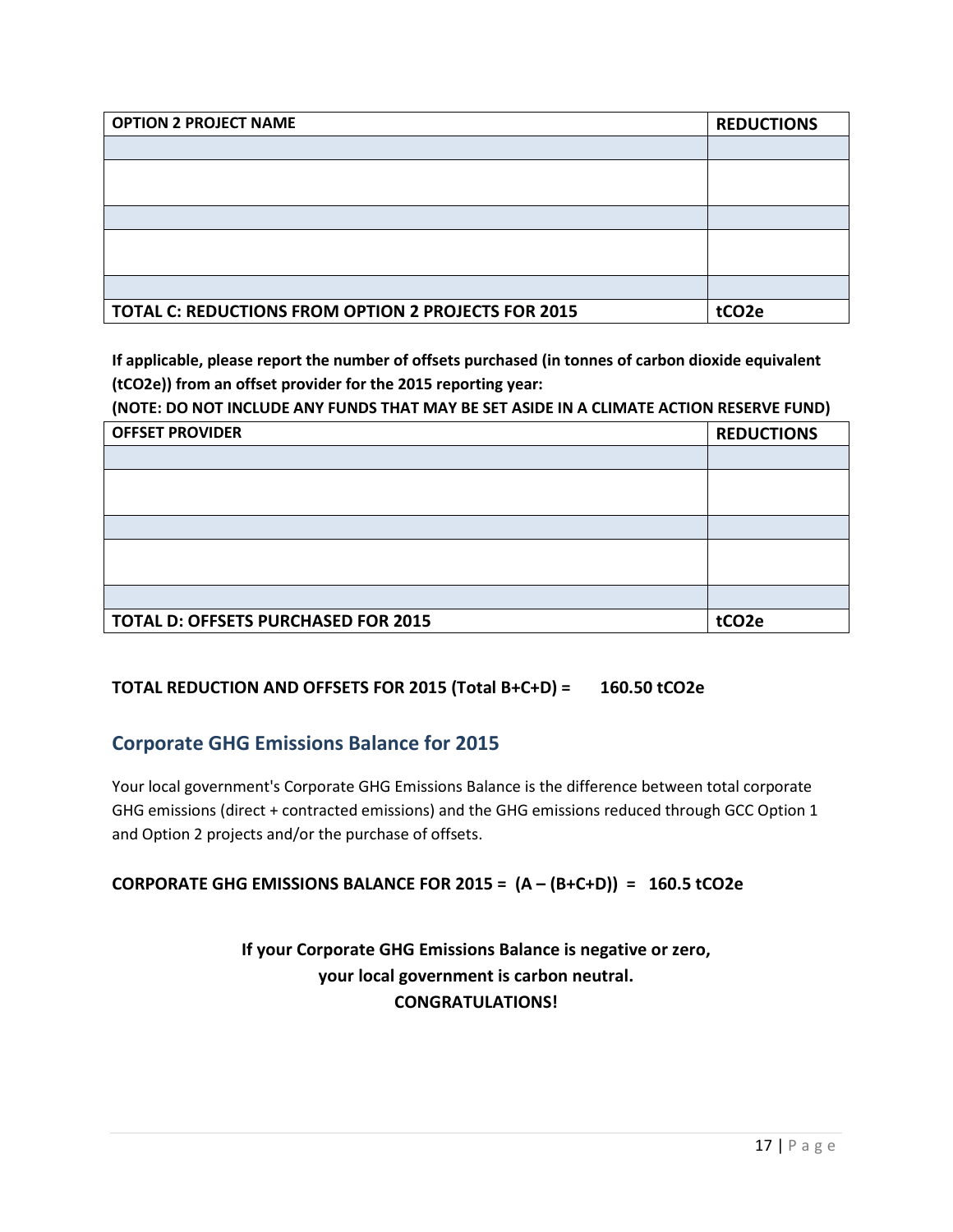| OPTION 2 PROJECT NAME | REDUCTIONS |
|---|---|
| | |
| | |
| | |
| | |
| | |
| **TOTAL C: REDUCTIONS FROM OPTION 2 PROJECTS FOR 2015** | **$tCO_2e$** |

**If applicable, please report the number of offsets purchased (in tonnes of carbon dioxide equivalent ($tCO_2e$)) from an offset provider for the 2015 reporting year:**

**(NOTE: DO NOT INCLUDE ANY FUNDS THAT MAY BE SET ASIDE IN A CLIMATE ACTION RESERVE FUND)**

| OFFSET PROVIDER | REDUCTIONS |
|---|---|
| | |
| | |
| | |
| | |
| | |
| **TOTAL D: OFFSETS PURCHASED FOR 2015** | **$tCO_2e$** |

**TOTAL REDUCTION AND OFFSETS FOR 2015 (Total B+C+D) = 160.50 $tCO_2e$**

## Corporate GHG Emissions Balance for 2015

Your local government's Corporate GHG Emissions Balance is the difference between total corporate GHG emissions (direct + contracted emissions) and the GHG emissions reduced through GCC Option 1 and Option 2 projects and/or the purchase of offsets.

**CORPORATE GHG EMISSIONS BALANCE FOR 2015 = (A – (B+C+D)) = 160.5 $tCO_2e$**

**If your Corporate GHG Emissions Balance is negative or zero, your local government is carbon neutral. CONGRATULATIONS!**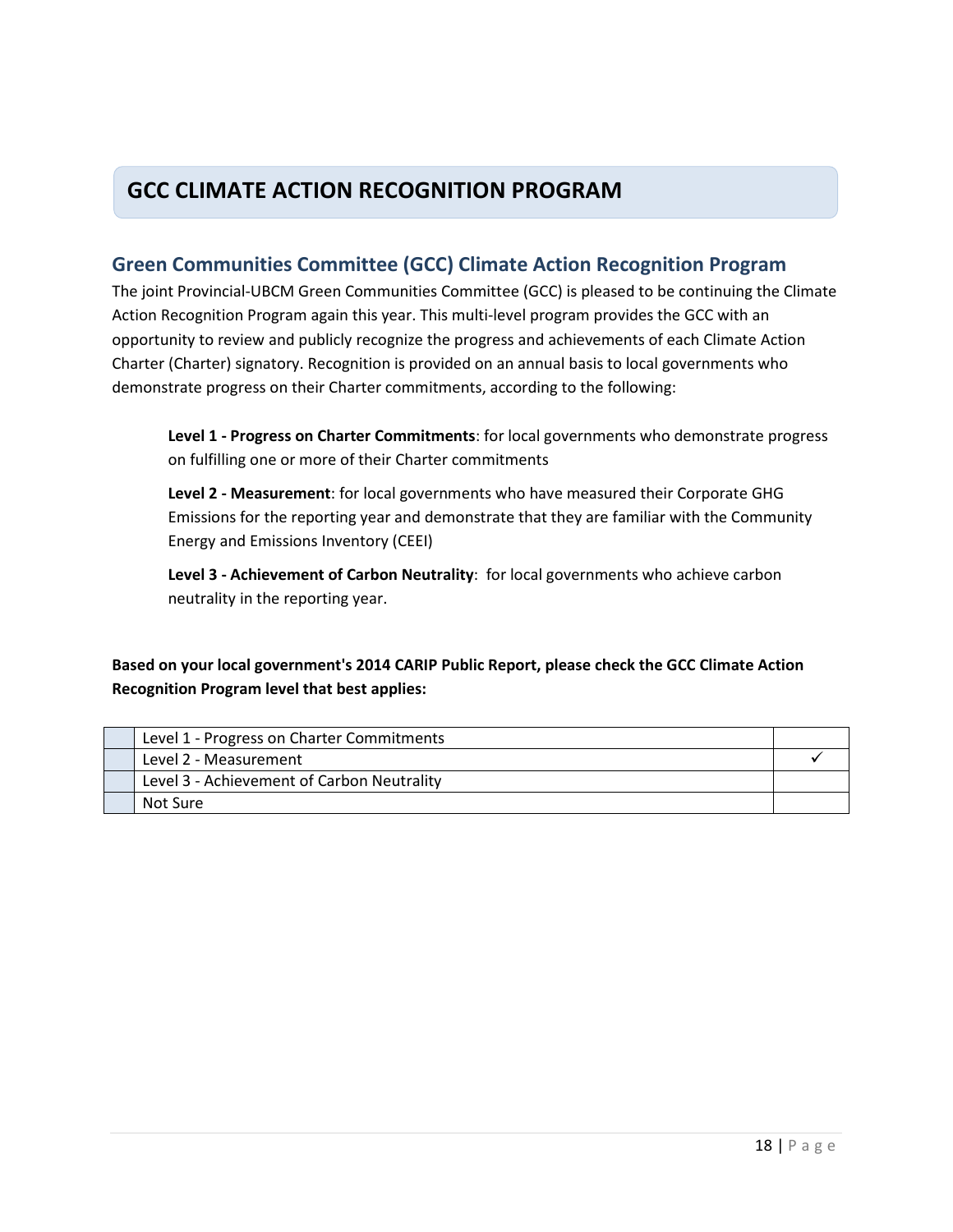# GCC CLIMATE ACTION RECOGNITION PROGRAM

## Green Communities Committee (GCC) Climate Action Recognition Program

The joint Provincial-UBCM Green Communities Committee (GCC) is pleased to be continuing the Climate Action Recognition Program again this year. This multi-level program provides the GCC with an opportunity to review and publicly recognize the progress and achievements of each Climate Action Charter (Charter) signatory. Recognition is provided on an annual basis to local governments who demonstrate progress on their Charter commitments, according to the following:

**Level 1 - Progress on Charter Commitments**: for local governments who demonstrate progress on fulfilling one or more of their Charter commitments

**Level 2 - Measurement**: for local governments who have measured their Corporate GHG Emissions for the reporting year and demonstrate that they are familiar with the Community Energy and Emissions Inventory (CEEI)

**Level 3 - Achievement of Carbon Neutrality**: for local governments who achieve carbon neutrality in the reporting year.

**Based on your local government's 2014 CARIP Public Report, please check the GCC Climate Action Recognition Program level that best applies:**

| | | |
|---|---|---|
| | Level 1 - Progress on Charter Commitments | |
| | Level 2 - Measurement | ✓ |
| | Level 3 - Achievement of Carbon Neutrality | |
| | Not Sure | |